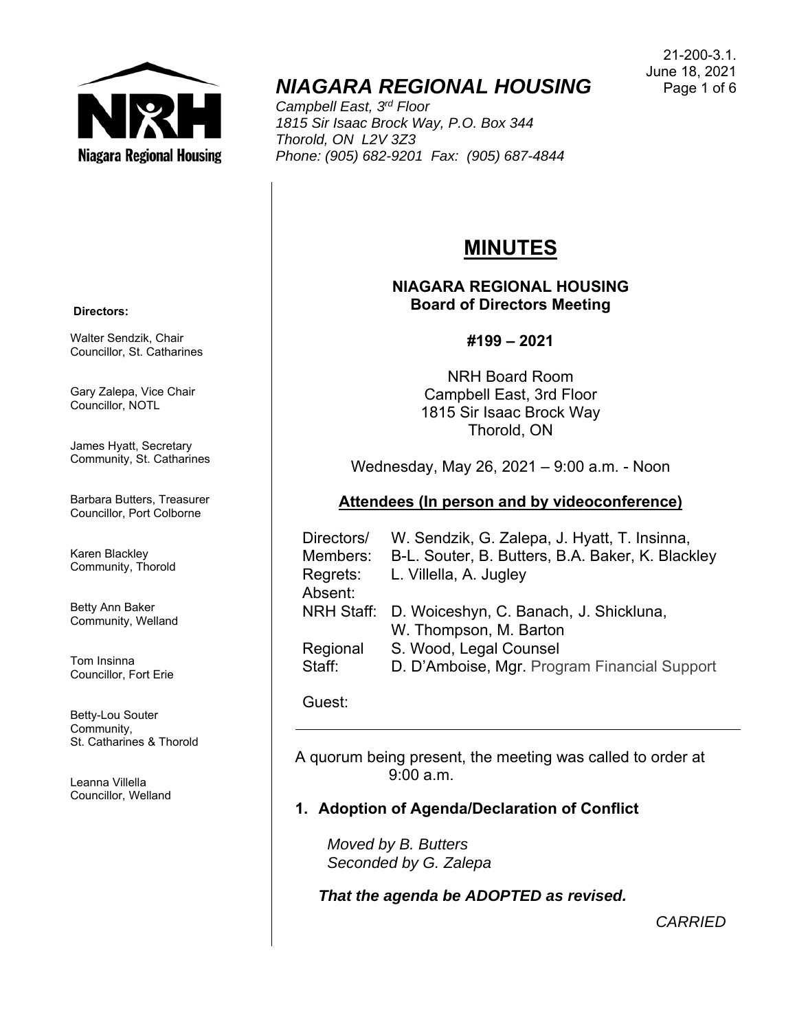21-200-3.1.
June 18, 2021

# NIAGARA REGIONAL HOUSING

*Campbell East, 3rd Floor*
*1815 Sir Isaac Brock Way, P.O. Box 344*
*Thorold, ON L2V 3Z3*
*Phone: (905) 682-9201 Fax: (905) 687-4844*

**Directors:**

Walter Sendzik, Chair
Councillor, St. Catharines

Gary Zalepa, Vice Chair
Councillor, NOTL

James Hyatt, Secretary
Community, St. Catharines

Barbara Butters, Treasurer
Councillor, Port Colborne

Karen Blackley
Community, Thorold

Betty Ann Baker
Community, Welland

Tom Insinna
Councillor, Fort Erie

Betty-Lou Souter
Community,
St. Catharines & Thorold

Leanna Villella
Councillor, Welland

## MINUTES

### NIAGARA REGIONAL HOUSING
### Board of Directors Meeting

**#199 – 2021**

NRH Board Room
Campbell East, 3rd Floor
1815 Sir Isaac Brock Way
Thorold, ON

Wednesday, May 26, 2021 – 9:00 a.m. - Noon

**Attendees (In person and by videoconference)**

| | |
|---|---|
| Directors/ Members: | W. Sendzik, G. Zalepa, J. Hyatt, T. Insinna, B-L. Souter, B. Butters, B.A. Baker, K. Blackley |
| Regrets: | L. Villella, A. Jugley |
| Absent: | |
| NRH Staff: | D. Woiceshyn, C. Banach, J. Shickluna, W. Thompson, M. Barton |
| Regional Staff: | S. Wood, Legal Counsel<br>D. D'Amboise, Mgr. Program Financial Support |
| Guest: | |

A quorum being present, the meeting was called to order at 9:00 a.m.

### 1. Adoption of Agenda/Declaration of Conflict

*Moved by B. Butters*
*Seconded by G. Zalepa*

***That the agenda be ADOPTED as revised.***

*CARRIED*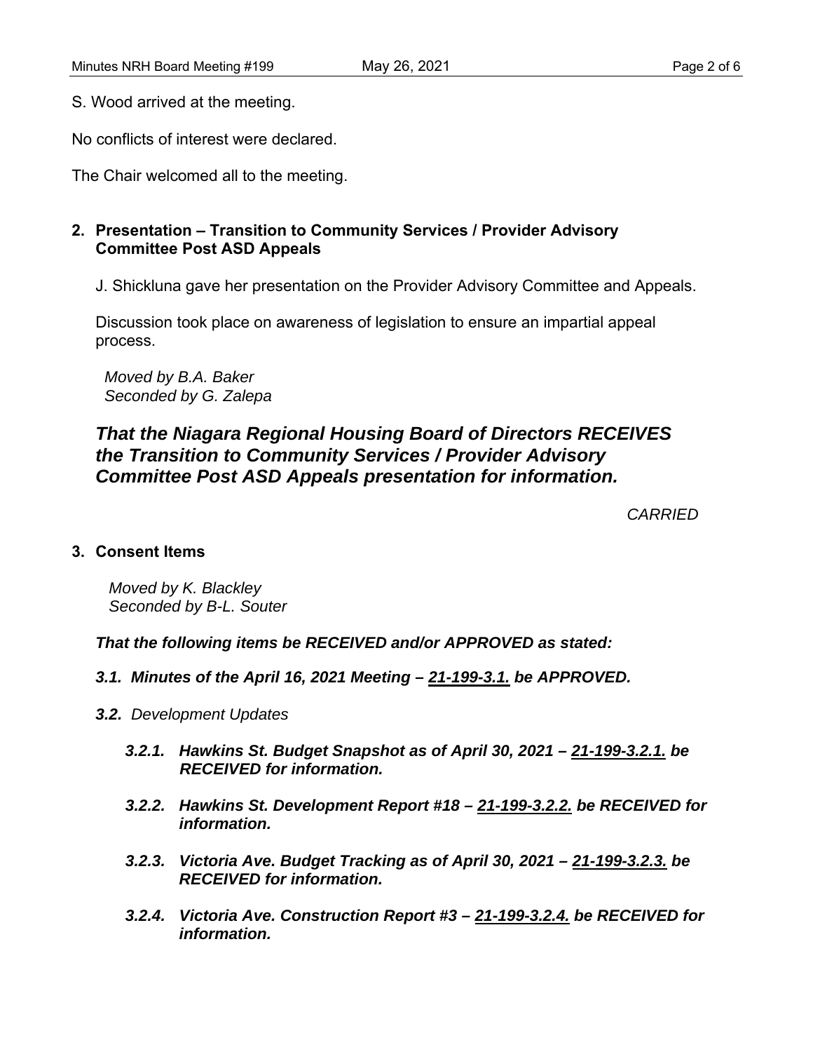S. Wood arrived at the meeting.

No conflicts of interest were declared.

The Chair welcomed all to the meeting.

## 2. Presentation – Transition to Community Services / Provider Advisory Committee Post ASD Appeals

J. Shickluna gave her presentation on the Provider Advisory Committee and Appeals.

Discussion took place on awareness of legislation to ensure an impartial appeal process.

*Moved by B.A. Baker*
*Seconded by G. Zalepa*

***That the Niagara Regional Housing Board of Directors RECEIVES the Transition to Community Services / Provider Advisory Committee Post ASD Appeals presentation for information.***

*CARRIED*

## 3. Consent Items

*Moved by K. Blackley*
*Seconded by B-L. Souter*

***That the following items be RECEIVED and/or APPROVED as stated:***

***3.1. Minutes of the April 16, 2021 Meeting – 21-199-3.1. be APPROVED.***

***3.2.** Development Updates*

***3.2.1. Hawkins St. Budget Snapshot as of April 30, 2021 – 21-199-3.2.1. be RECEIVED for information.***

***3.2.2. Hawkins St. Development Report #18 – 21-199-3.2.2. be RECEIVED for information.***

***3.2.3. Victoria Ave. Budget Tracking as of April 30, 2021 – 21-199-3.2.3. be RECEIVED for information.***

***3.2.4. Victoria Ave. Construction Report #3 – 21-199-3.2.4. be RECEIVED for information.***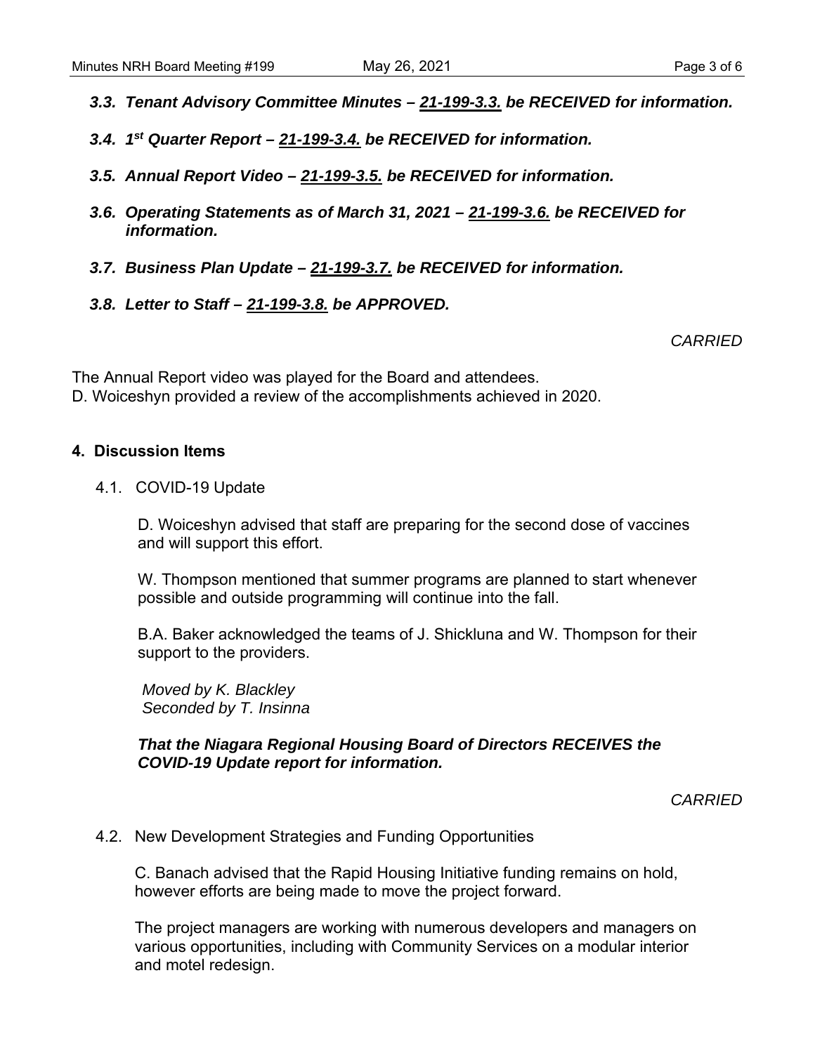***3.3. Tenant Advisory Committee Minutes – 21-199-3.3. be RECEIVED for information.***

***3.4. 1st Quarter Report – 21-199-3.4. be RECEIVED for information.***

***3.5. Annual Report Video – 21-199-3.5. be RECEIVED for information.***

***3.6. Operating Statements as of March 31, 2021 – 21-199-3.6. be RECEIVED for information.***

***3.7. Business Plan Update – 21-199-3.7. be RECEIVED for information.***

***3.8. Letter to Staff – 21-199-3.8. be APPROVED.***

*CARRIED*

The Annual Report video was played for the Board and attendees.
D. Woiceshyn provided a review of the accomplishments achieved in 2020.

## 4. Discussion Items

4.1. COVID-19 Update

D. Woiceshyn advised that staff are preparing for the second dose of vaccines and will support this effort.

W. Thompson mentioned that summer programs are planned to start whenever possible and outside programming will continue into the fall.

B.A. Baker acknowledged the teams of J. Shickluna and W. Thompson for their support to the providers.

*Moved by K. Blackley*
*Seconded by T. Insinna*

***That the Niagara Regional Housing Board of Directors RECEIVES the COVID-19 Update report for information.***

*CARRIED*

4.2. New Development Strategies and Funding Opportunities

C. Banach advised that the Rapid Housing Initiative funding remains on hold, however efforts are being made to move the project forward.

The project managers are working with numerous developers and managers on various opportunities, including with Community Services on a modular interior and motel redesign.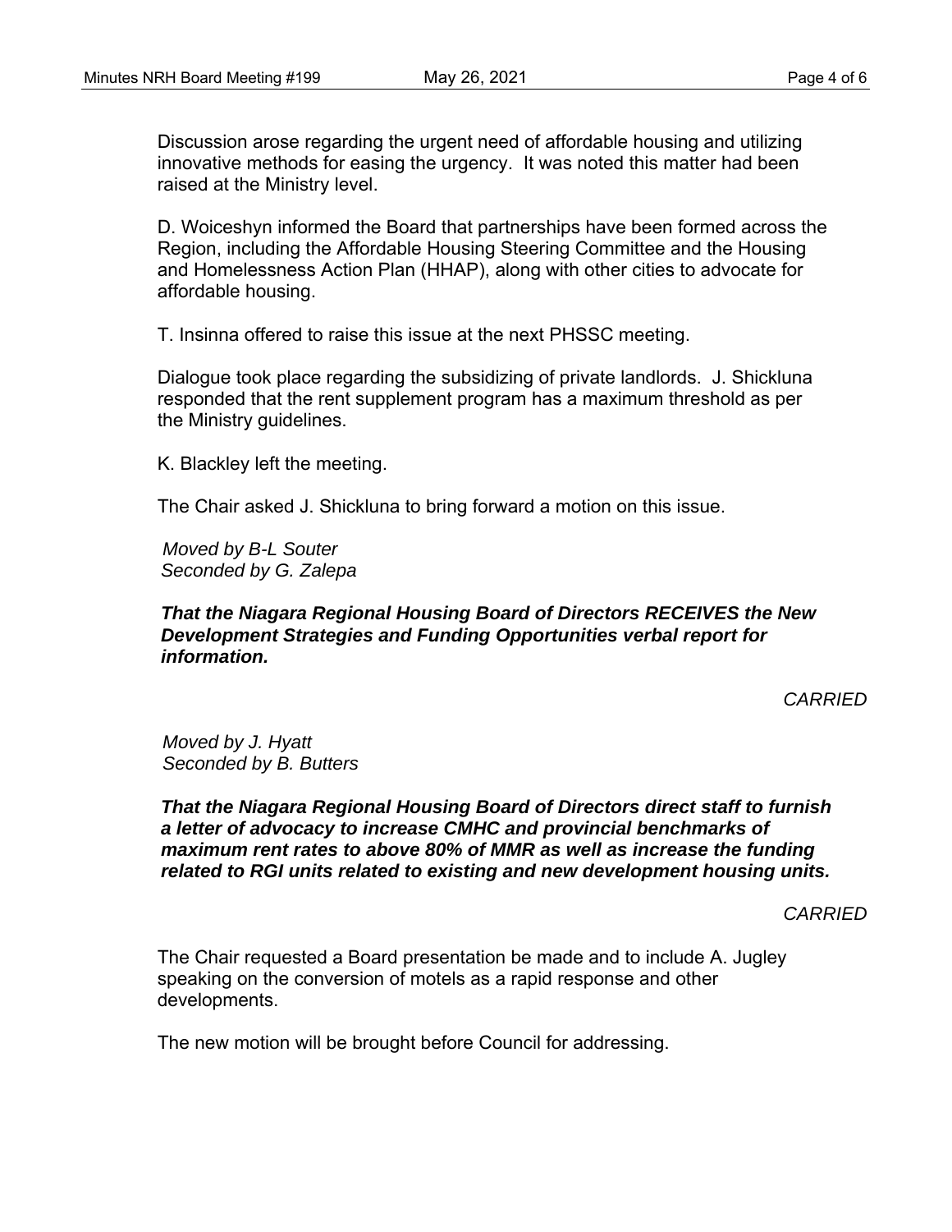Discussion arose regarding the urgent need of affordable housing and utilizing innovative methods for easing the urgency. It was noted this matter had been raised at the Ministry level.

D. Woiceshyn informed the Board that partnerships have been formed across the Region, including the Affordable Housing Steering Committee and the Housing and Homelessness Action Plan (HHAP), along with other cities to advocate for affordable housing.

T. Insinna offered to raise this issue at the next PHSSC meeting.

Dialogue took place regarding the subsidizing of private landlords. J. Shickluna responded that the rent supplement program has a maximum threshold as per the Ministry guidelines.

K. Blackley left the meeting.

The Chair asked J. Shickluna to bring forward a motion on this issue.

*Moved by B-L Souter*
*Seconded by G. Zalepa*

***That the Niagara Regional Housing Board of Directors RECEIVES the New Development Strategies and Funding Opportunities verbal report for information.***

*CARRIED*

*Moved by J. Hyatt*
*Seconded by B. Butters*

***That the Niagara Regional Housing Board of Directors direct staff to furnish a letter of advocacy to increase CMHC and provincial benchmarks of maximum rent rates to above 80% of MMR as well as increase the funding related to RGI units related to existing and new development housing units.***

*CARRIED*

The Chair requested a Board presentation be made and to include A. Jugley speaking on the conversion of motels as a rapid response and other developments.

The new motion will be brought before Council for addressing.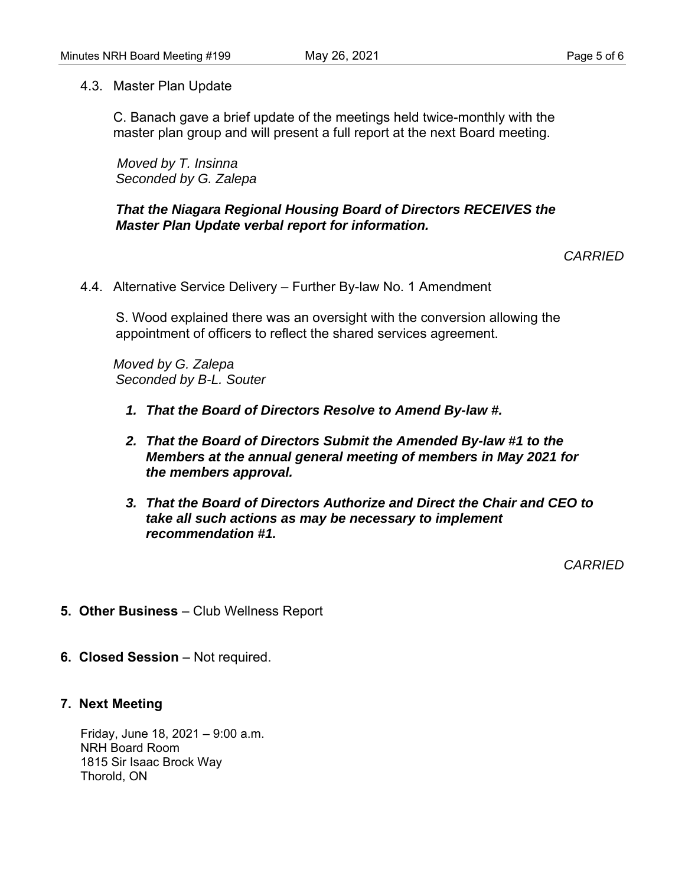4.3. Master Plan Update

C. Banach gave a brief update of the meetings held twice-monthly with the master plan group and will present a full report at the next Board meeting.

*Moved by T. Insinna*
*Seconded by G. Zalepa*

***That the Niagara Regional Housing Board of Directors RECEIVES the Master Plan Update verbal report for information.***

*CARRIED*

4.4. Alternative Service Delivery – Further By-law No. 1 Amendment

S. Wood explained there was an oversight with the conversion allowing the appointment of officers to reflect the shared services agreement.

*Moved by G. Zalepa*
*Seconded by B-L. Souter*

1. ***That the Board of Directors Resolve to Amend By-law #.***
2. ***That the Board of Directors Submit the Amended By-law #1 to the Members at the annual general meeting of members in May 2021 for the members approval.***
3. ***That the Board of Directors Authorize and Direct the Chair and CEO to take all such actions as may be necessary to implement recommendation #1.***

*CARRIED*

**5. Other Business** – Club Wellness Report

**6. Closed Session** – Not required.

**7. Next Meeting**

Friday, June 18, 2021 – 9:00 a.m.
NRH Board Room
1815 Sir Isaac Brock Way
Thorold, ON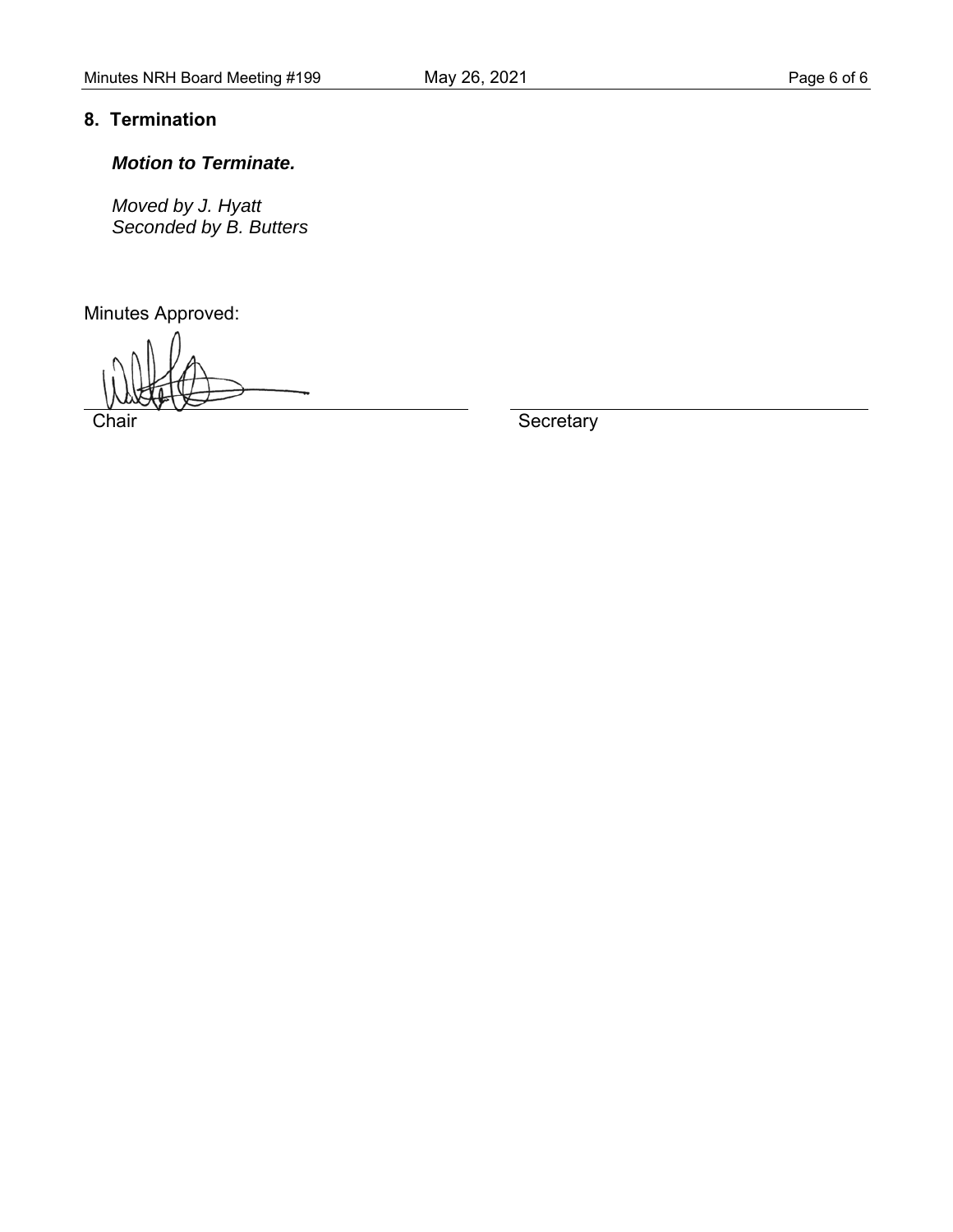## 8. Termination

***Motion to Terminate.***

*Moved by J. Hyatt*
*Seconded by B. Butters*

Minutes Approved:

Chair

Secretary